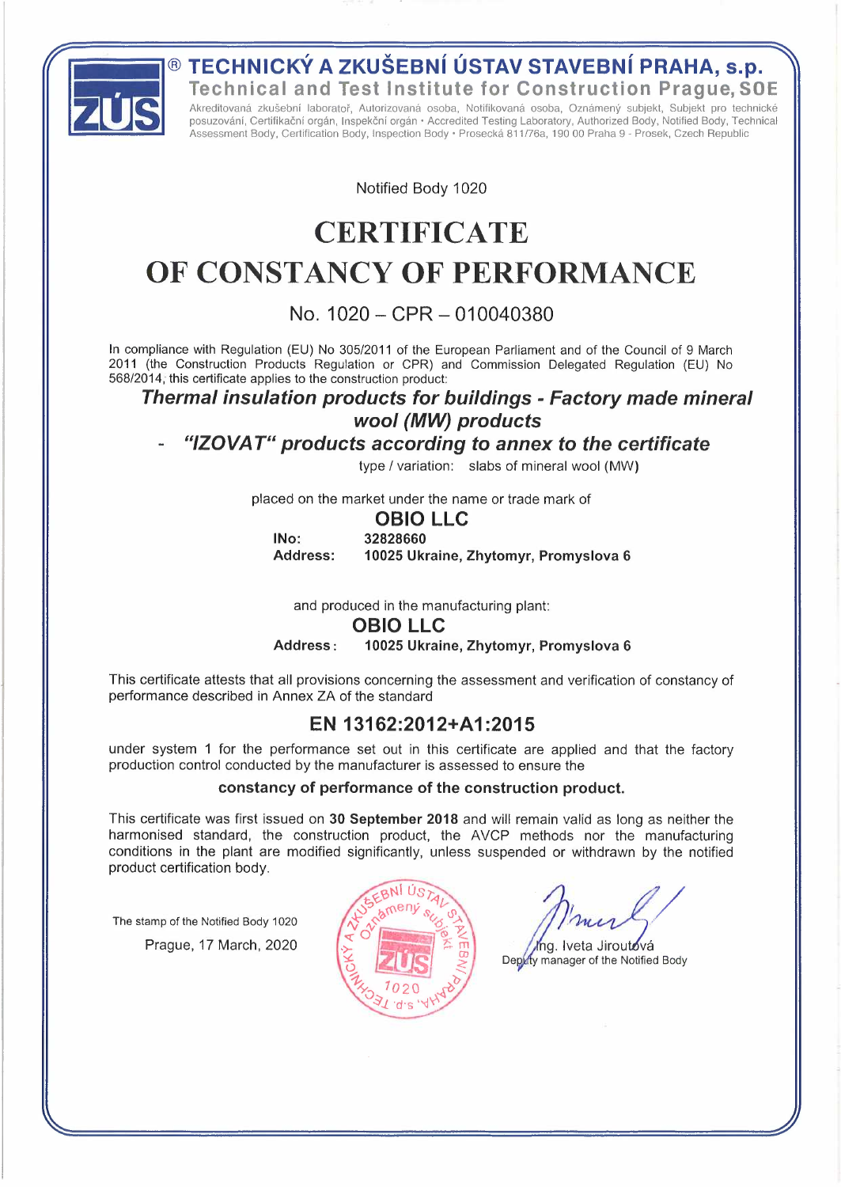® **TECHNICKÝ A ZKUŠEBNÍ ÚSTAV STAVEBNÍ PRAHA, s.p.**

**Technical and Test Institute for Construction Prague, SOE**

Akreditovaná zkušební laboratoř, Autorizovaná osoba, Notifikovaná osoba, Oznámený subjekt, Subjekt pro technické posuzování, Certifikační orgán, Inspekční orgán • Accredited Testing Laboratory, Authorized Body, Notified Body, Technical Assessment Body, Certification Body, Inspection Body • Prosecká 811/76a, 190 00 Praha 9 - Prosek, Czech Republic

Notified Body 1020

# CERTIFICATE
# OF CONSTANCY OF PERFORMANCE

No. 1020 – CPR – 010040380

In compliance with Regulation (EU) No 305/2011 of the European Parliament and of the Council of 9 March 2011 (the Construction Products Regulation or CPR) and Commission Delegated Regulation (EU) No 568/2014, this certificate applies to the construction product:

***Thermal insulation products for buildings - Factory made mineral wool (MW) products***

***- "IZOVAT" products according to annex to the certificate***

type / variation: slabs of mineral wool (MW)

placed on the market under the name or trade mark of

**OBIO LLC**

**INo:** **32828660**
**Address:** **10025 Ukraine, Zhytomyr, Promyslova 6**

and produced in the manufacturing plant:

**OBIO LLC**

**Address:** **10025 Ukraine, Zhytomyr, Promyslova 6**

This certificate attests that all provisions concerning the assessment and verification of constancy of performance described in Annex ZA of the standard

## EN 13162:2012+A1:2015

under system 1 for the performance set out in this certificate are applied and that the factory production control conducted by the manufacturer is assessed to ensure the

**constancy of performance of the construction product.**

This certificate was first issued on **30 September 2018** and will remain valid as long as neither the harmonised standard, the construction product, the AVCP methods nor the manufacturing conditions in the plant are modified significantly, unless suspended or withdrawn by the notified product certification body.

The stamp of the Notified Body 1020

Prague, 17 March, 2020

Ing. Iveta Jiroutová
Deputy manager of the Notified Body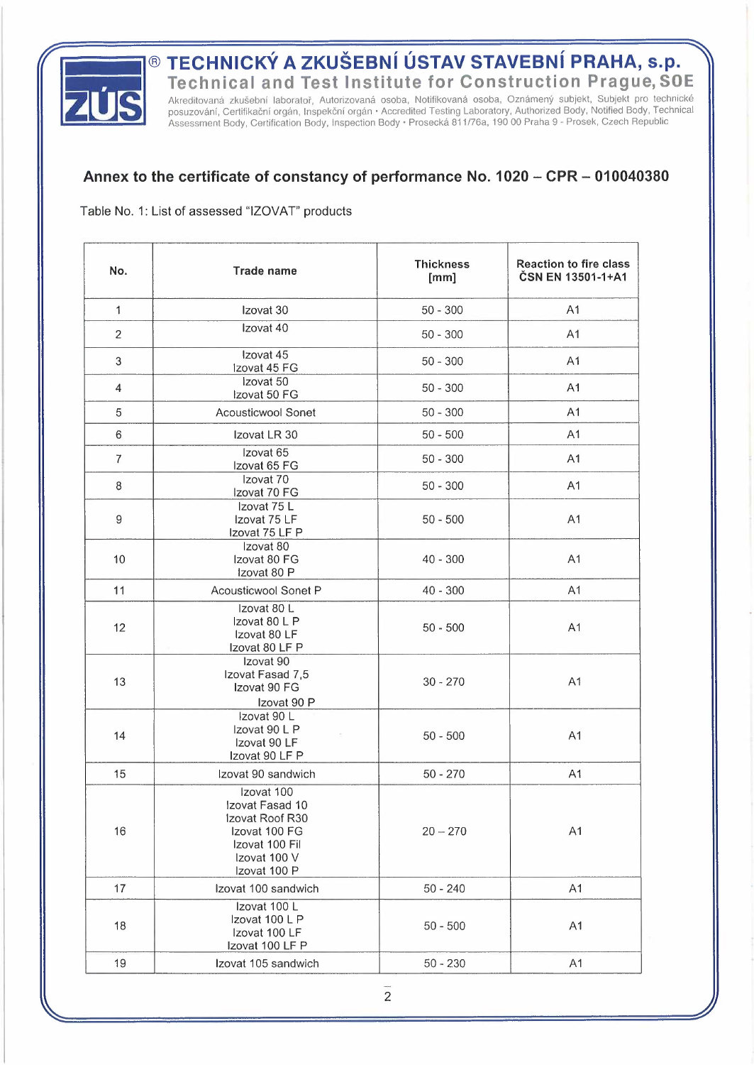# TECHNICKÝ A ZKUŠEBNÍ ÚSTAV STAVEBNÍ PRAHA, s.p.

## Technical and Test Institute for Construction Prague, SOE

Akreditovaná zkušební laboratoř, Autorizovaná osoba, Notifikovaná osoba, Oznámený subjekt, Subjekt pro technické posuzování, Certifikační orgán, Inspekční orgán • Accredited Testing Laboratory, Authorized Body, Notified Body, Technical Assessment Body, Certification Body, Inspection Body • Prosecká 811/76a, 190 00 Praha 9 - Prosek, Czech Republic

### Annex to the certificate of constancy of performance No. 1020 – CPR – 010040380

Table No. 1: List of assessed "IZOVAT" products

| No. | Trade name | Thickness [mm] | Reaction to fire class ČSN EN 13501-1+A1 |
|---|---|---|---|
| 1 | Izovat 30 | 50 - 300 | A1 |
| 2 | Izovat 40 | 50 - 300 | A1 |
| 3 | Izovat 45<br>Izovat 45 FG | 50 - 300 | A1 |
| 4 | Izovat 50<br>Izovat 50 FG | 50 - 300 | A1 |
| 5 | Acousticwool Sonet | 50 - 300 | A1 |
| 6 | Izovat LR 30 | 50 - 500 | A1 |
| 7 | Izovat 65<br>Izovat 65 FG | 50 - 300 | A1 |
| 8 | Izovat 70<br>Izovat 70 FG | 50 - 300 | A1 |
| 9 | Izovat 75 L<br>Izovat 75 LF<br>Izovat 75 LF P | 50 - 500 | A1 |
| 10 | Izovat 80<br>Izovat 80 FG<br>Izovat 80 P | 40 - 300 | A1 |
| 11 | Acousticwool Sonet P | 40 - 300 | A1 |
| 12 | Izovat 80 L<br>Izovat 80 L P<br>Izovat 80 LF<br>Izovat 80 LF P | 50 - 500 | A1 |
| 13 | Izovat 90<br>Izovat Fasad 7,5<br>Izovat 90 FG<br>Izovat 90 P | 30 - 270 | A1 |
| 14 | Izovat 90 L<br>Izovat 90 L P<br>Izovat 90 LF<br>Izovat 90 LF P | 50 - 500 | A1 |
| 15 | Izovat 90 sandwich | 50 - 270 | A1 |
| 16 | Izovat 100<br>Izovat Fasad 10<br>Izovat Roof R30<br>Izovat 100 FG<br>Izovat 100 Fil<br>Izovat 100 V<br>Izovat 100 P | 20 – 270 | A1 |
| 17 | Izovat 100 sandwich | 50 - 240 | A1 |
| 18 | Izovat 100 L<br>Izovat 100 L P<br>Izovat 100 LF<br>Izovat 100 LF P | 50 - 500 | A1 |
| 19 | Izovat 105 sandwich | 50 - 230 | A1 |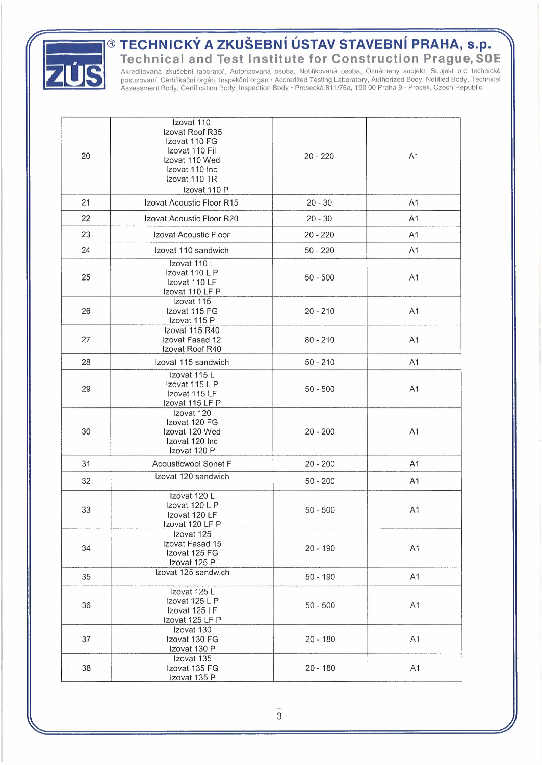| | | | |
|---|---|---|---|
| 20 | Izovat 110<br>Izovat Roof R35<br>Izovat 110 FG<br>Izovat 110 Fil<br>Izovat 110 Wed<br>Izovat 110 Inc<br>Izovat 110 TR<br>Izovat 110 P | 20 - 220 | A1 |
| 21 | Izovat Acoustic Floor R15 | 20 - 30 | A1 |
| 22 | Izovat Acoustic Floor R20 | 20 - 30 | A1 |
| 23 | Izovat Acoustic Floor | 20 - 220 | A1 |
| 24 | Izovat 110 sandwich | 50 - 220 | A1 |
| 25 | Izovat 110 L<br>Izovat 110 L P<br>Izovat 110 LF<br>Izovat 110 LF P | 50 - 500 | A1 |
| 26 | Izovat 115<br>Izovat 115 FG<br>Izovat 115 P | 20 - 210 | A1 |
| 27 | Izovat 115 R40<br>Izovat Fasad 12<br>Izovat Roof R40 | 80 - 210 | A1 |
| 28 | Izovat 115 sandwich | 50 - 210 | A1 |
| 29 | Izovat 115 L<br>Izovat 115 L P<br>Izovat 115 LF<br>Izovat 115 LF P | 50 - 500 | A1 |
| 30 | Izovat 120<br>Izovat 120 FG<br>Izovat 120 Wed<br>Izovat 120 Inc<br>Izovat 120 P | 20 - 200 | A1 |
| 31 | Acousticwool Sonet F | 20 - 200 | A1 |
| 32 | Izovat 120 sandwich | 50 - 200 | A1 |
| 33 | Izovat 120 L<br>Izovat 120 L P<br>Izovat 120 LF<br>Izovat 120 LF P | 50 - 500 | A1 |
| 34 | Izovat 125<br>Izovat Fasad 15<br>Izovat 125 FG<br>Izovat 125 P | 20 - 190 | A1 |
| 35 | Izovat 125 sandwich | 50 - 190 | A1 |
| 36 | Izovat 125 L<br>Izovat 125 L P<br>Izovat 125 LF<br>Izovat 125 LF P | 50 - 500 | A1 |
| 37 | Izovat 130<br>Izovat 130 FG<br>Izovat 130 P | 20 - 180 | A1 |
| 38 | Izovat 135<br>Izovat 135 FG<br>Izovat 135 P | 20 - 180 | A1 |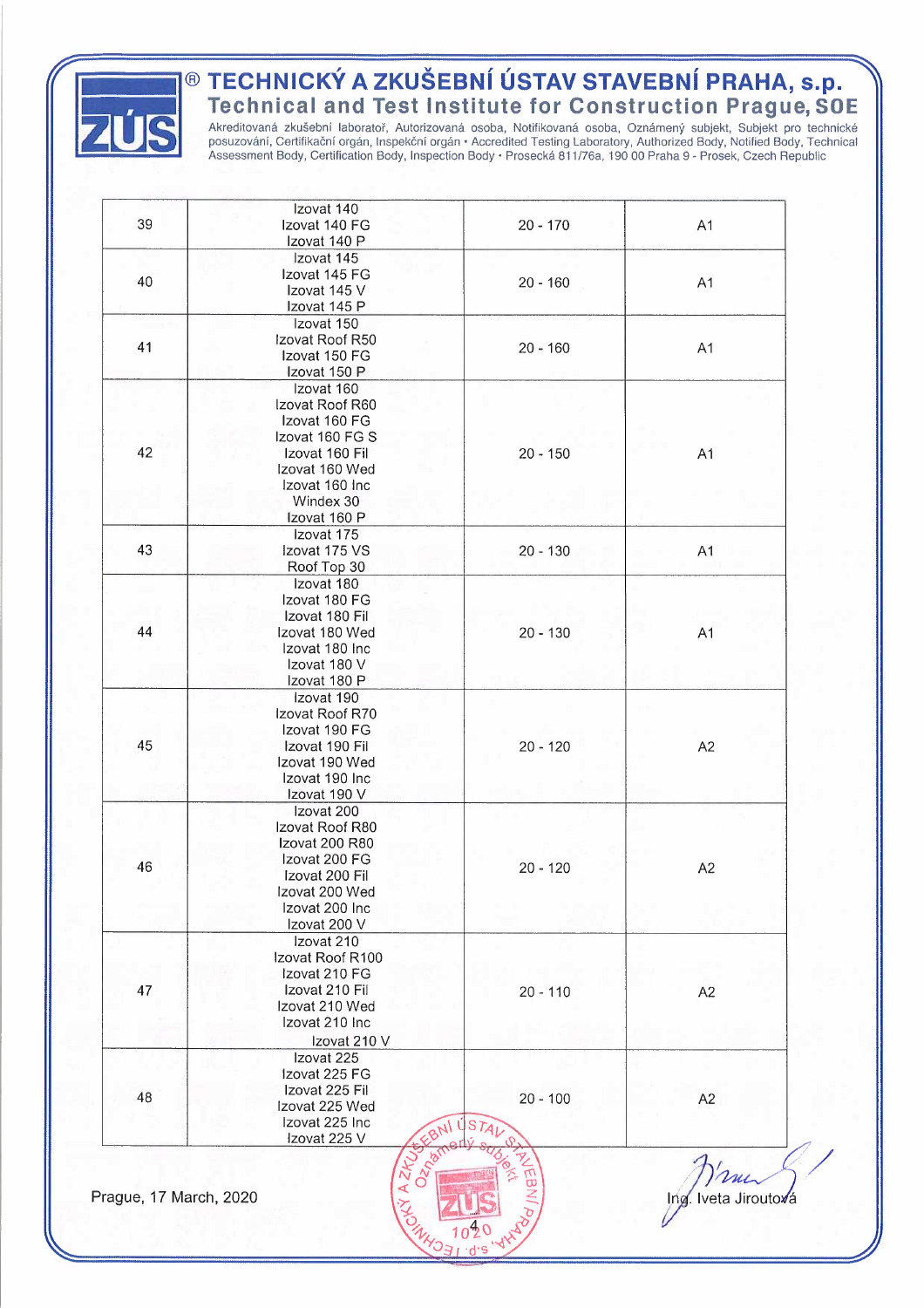# ® TECHNICKÝ A ZKUŠEBNÍ ÚSTAV STAVEBNÍ PRAHA, s.p.

## Technical and Test Institute for Construction Prague, SOE

Akreditovaná zkušební laboratoř, Autorizovaná osoba, Notifikovaná osoba, Oznámený subjekt, Subjekt pro technické posuzování, Certifikační orgán, Inspekční orgán • Accredited Testing Laboratory, Authorized Body, Notified Body, Technical Assessment Body, Certification Body, Inspection Body • Prosecká 811/76a, 190 00 Praha 9 - Prosek, Czech Republic

| | | | |
|---|---|---|---|
| 39 | Izovat 140<br>Izovat 140 FG<br>Izovat 140 P | 20 - 170 | A1 |
| 40 | Izovat 145<br>Izovat 145 FG<br>Izovat 145 V<br>Izovat 145 P | 20 - 160 | A1 |
| 41 | Izovat 150<br>Izovat Roof R50<br>Izovat 150 FG<br>Izovat 150 P | 20 - 160 | A1 |
| 42 | Izovat 160<br>Izovat Roof R60<br>Izovat 160 FG<br>Izovat 160 FG S<br>Izovat 160 Fil<br>Izovat 160 Wed<br>Izovat 160 Inc<br>Windex 30<br>Izovat 160 P | 20 - 150 | A1 |
| 43 | Izovat 175<br>Izovat 175 VS<br>Roof Top 30 | 20 - 130 | A1 |
| 44 | Izovat 180<br>Izovat 180 FG<br>Izovat 180 Fil<br>Izovat 180 Wed<br>Izovat 180 Inc<br>Izovat 180 V<br>Izovat 180 P | 20 - 130 | A1 |
| 45 | Izovat 190<br>Izovat Roof R70<br>Izovat 190 FG<br>Izovat 190 Fil<br>Izovat 190 Wed<br>Izovat 190 Inc<br>Izovat 190 V | 20 - 120 | A2 |
| 46 | Izovat 200<br>Izovat Roof R80<br>Izovat 200 R80<br>Izovat 200 FG<br>Izovat 200 Fil<br>Izovat 200 Wed<br>Izovat 200 Inc<br>Izovat 200 V | 20 - 120 | A2 |
| 47 | Izovat 210<br>Izovat Roof R100<br>Izovat 210 FG<br>Izovat 210 Fil<br>Izovat 210 Wed<br>Izovat 210 Inc<br>Izovat 210 V | 20 - 110 | A2 |
| 48 | Izovat 225<br>Izovat 225 FG<br>Izovat 225 Fil<br>Izovat 225 Wed<br>Izovat 225 Inc<br>Izovat 225 V | 20 - 100 | A2 |

Prague, 17 March, 2020

TECHNICKÝ A ZKUŠEBNÍ ÚSTAV STAVEBNÍ PRAHA, s.p. Oznámený subjekt 1020

Ing. Iveta Jiroutová